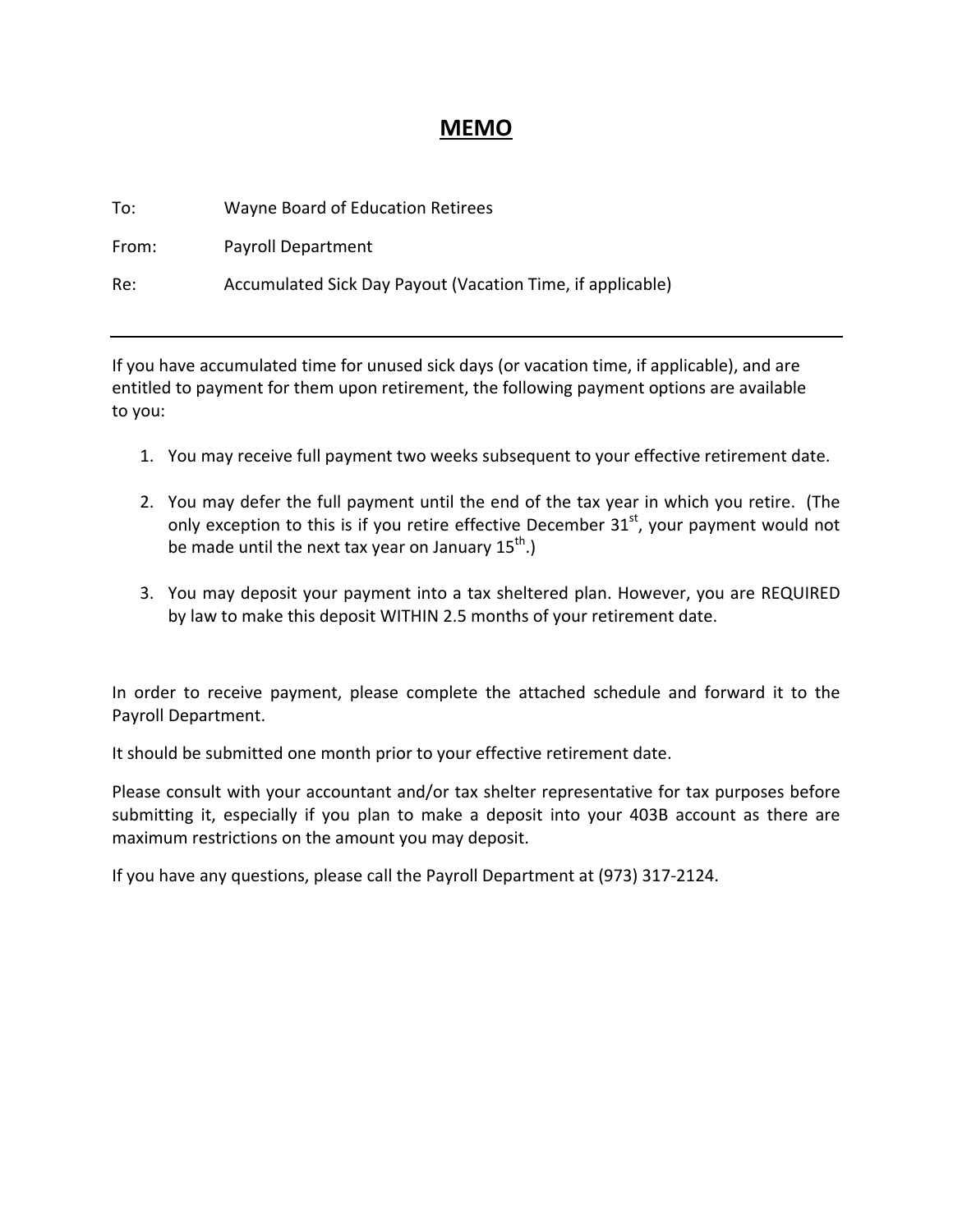# MEMO

To: Wayne Board of Education Retirees

From: Payroll Department

Re: Accumulated Sick Day Payout (Vacation Time, if applicable)

---

If you have accumulated time for unused sick days (or vacation time, if applicable), and are entitled to payment for them upon retirement, the following payment options are available to you:

1. You may receive full payment two weeks subsequent to your effective retirement date.
2. You may defer the full payment until the end of the tax year in which you retire. (The only exception to this is if you retire effective December 31st, your payment would not be made until the next tax year on January 15th.)
3. You may deposit your payment into a tax sheltered plan. However, you are REQUIRED by law to make this deposit WITHIN 2.5 months of your retirement date.

In order to receive payment, please complete the attached schedule and forward it to the Payroll Department.

It should be submitted one month prior to your effective retirement date.

Please consult with your accountant and/or tax shelter representative for tax purposes before submitting it, especially if you plan to make a deposit into your 403B account as there are maximum restrictions on the amount you may deposit.

If you have any questions, please call the Payroll Department at (973) 317-2124.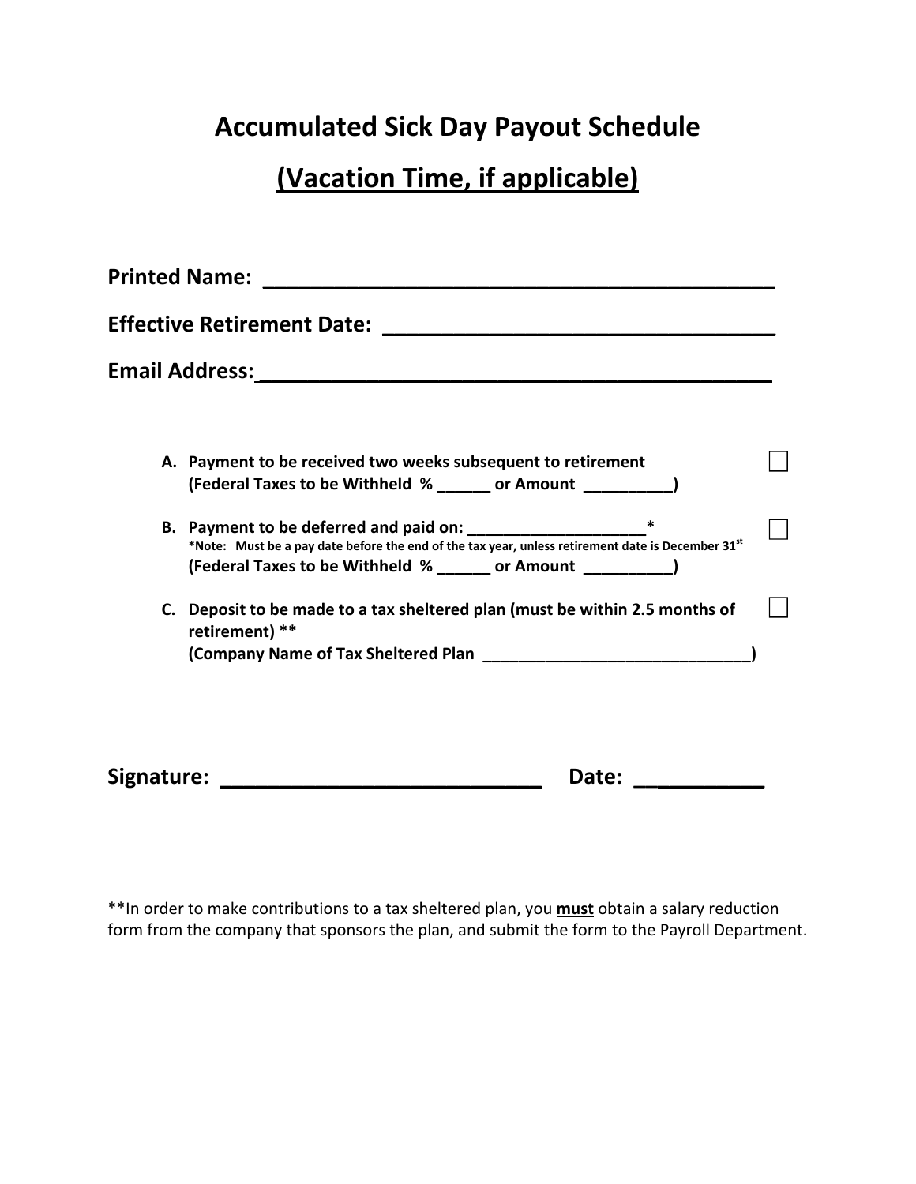# Accumulated Sick Day Payout Schedule

## (Vacation Time, if applicable)

**Printed Name: ____________________________________________**

**Effective Retirement Date: _________________________________**

**Email Address:______________________________________________**

A. **Payment to be received two weeks subsequent to retirement** ☐
   **(Federal Taxes to be Withheld % ______ or Amount __________)**

B. **Payment to be deferred and paid on: ____________________*** ☐
   ***Note: Must be a pay date before the end of the tax year, unless retirement date is December 31st**
   **(Federal Taxes to be Withheld % ______ or Amount __________)**

C. **Deposit to be made to a tax sheltered plan (must be within 2.5 months of retirement) **** ☐
   **(Company Name of Tax Sheltered Plan ______________________________)**

**Signature: ____________________________ Date: ___________**

**In order to make contributions to a tax sheltered plan, you **must** obtain a salary reduction form from the company that sponsors the plan, and submit the form to the Payroll Department.